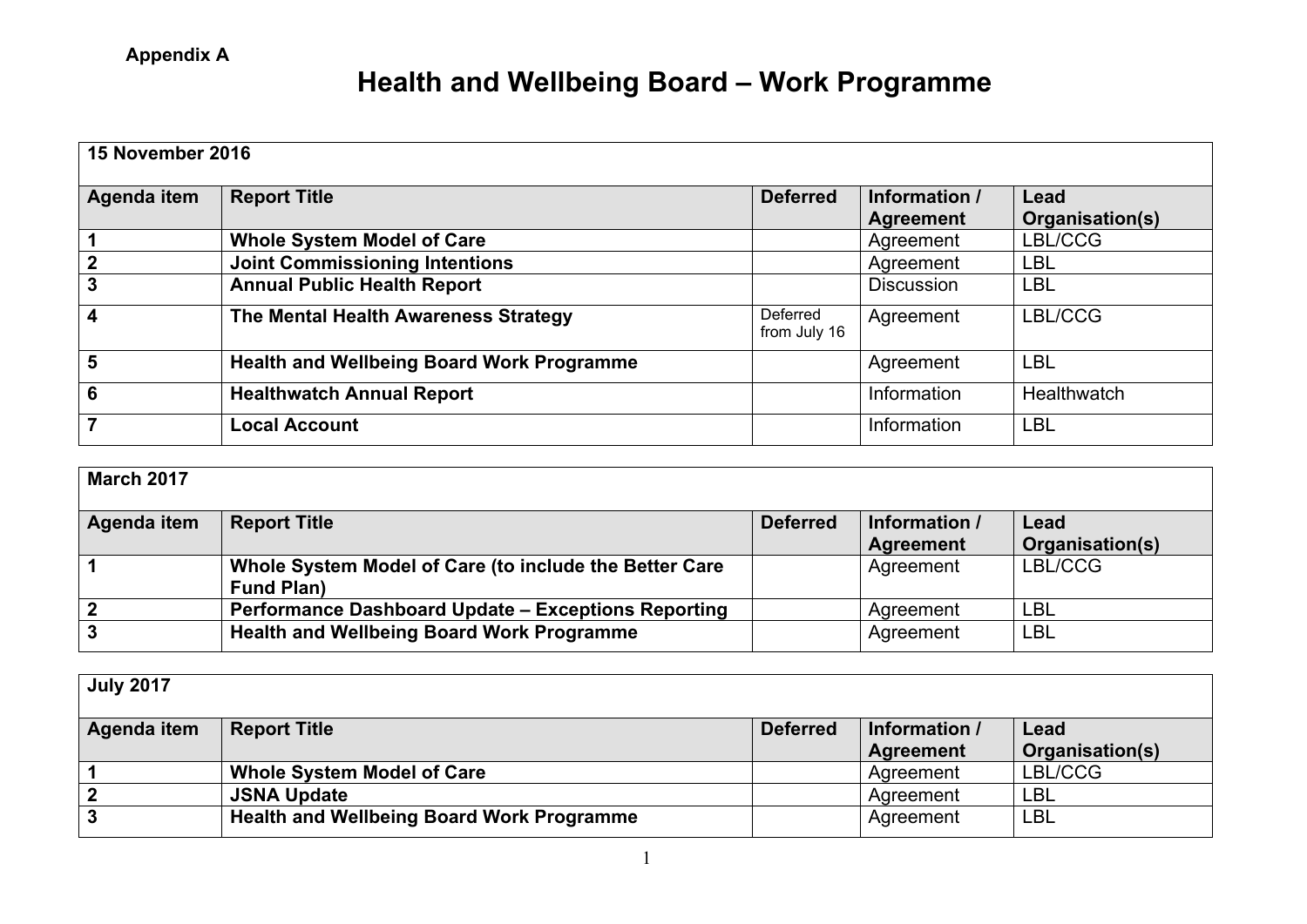**Appendix A**

# Health and Wellbeing Board – Work Programme

| **15 November 2016** | | | | |
|---|---|---|---|---|
| **Agenda item** | **Report Title** | **Deferred** | **Information / Agreement** | **Lead Organisation(s)** |
| **1** | **Whole System Model of Care** | | Agreement | LBL/CCG |
| **2** | **Joint Commissioning Intentions** | | Agreement | LBL |
| **3** | **Annual Public Health Report** | | Discussion | LBL |
| **4** | **The Mental Health Awareness Strategy** | Deferred from July 16 | Agreement | LBL/CCG |
| **5** | **Health and Wellbeing Board Work Programme** | | Agreement | LBL |
| **6** | **Healthwatch Annual Report** | | Information | Healthwatch |
| **7** | **Local Account** | | Information | LBL |

| **March 2017** | | | | |
|---|---|---|---|---|
| **Agenda item** | **Report Title** | **Deferred** | **Information / Agreement** | **Lead Organisation(s)** |
| **1** | **Whole System Model of Care (to include the Better Care Fund Plan)** | | Agreement | LBL/CCG |
| **2** | **Performance Dashboard Update – Exceptions Reporting** | | Agreement | LBL |
| **3** | **Health and Wellbeing Board Work Programme** | | Agreement | LBL |

| **July 2017** | | | | |
|---|---|---|---|---|
| **Agenda item** | **Report Title** | **Deferred** | **Information / Agreement** | **Lead Organisation(s)** |
| **1** | **Whole System Model of Care** | | Agreement | LBL/CCG |
| **2** | **JSNA Update** | | Agreement | LBL |
| **3** | **Health and Wellbeing Board Work Programme** | | Agreement | LBL |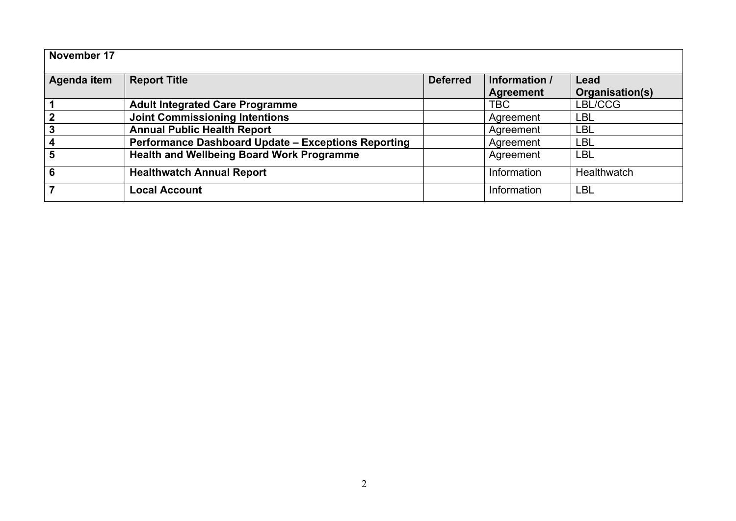| November 17 | | | | |
|---|---|---|---|---|
| **Agenda item** | **Report Title** | **Deferred** | **Information / Agreement** | **Lead Organisation(s)** |
| **1** | **Adult Integrated Care Programme** | | TBC | LBL/CCG |
| **2** | **Joint Commissioning Intentions** | | Agreement | LBL |
| **3** | **Annual Public Health Report** | | Agreement | LBL |
| **4** | **Performance Dashboard Update – Exceptions Reporting** | | Agreement | LBL |
| **5** | **Health and Wellbeing Board Work Programme** | | Agreement | LBL |
| **6** | **Healthwatch Annual Report** | | Information | Healthwatch |
| **7** | **Local Account** | | Information | LBL |